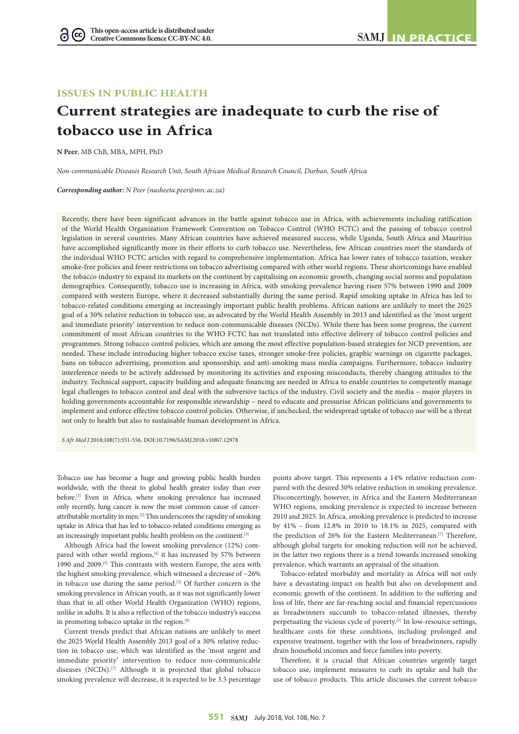ISSUES IN PUBLIC HEALTH

# Current strategies are inadequate to curb the rise of tobacco use in Africa

**N Peer**, MB ChB, MBA, MPH, PhD

*Non-communicable Diseases Research Unit, South African Medical Research Council, Durban, South Africa*

***Corresponding author:** N Peer (nasheeta.peer@mrc.ac.za)*

Recently, there have been significant advances in the battle against tobacco use in Africa, with achievements including ratification of the World Health Organization Framework Convention on Tobacco Control (WHO FCTC) and the passing of tobacco control legislation in several countries. Many African countries have achieved measured success, while Uganda, South Africa and Mauritius have accomplished significantly more in their efforts to curb tobacco use. Nevertheless, few African countries meet the standards of the individual WHO FCTC articles with regard to comprehensive implementation. Africa has lower rates of tobacco taxation, weaker smoke-free policies and fewer restrictions on tobacco advertising compared with other world regions. These shortcomings have enabled the tobacco industry to expand its markets on the continent by capitalising on economic growth, changing social norms and population demographics. Consequently, tobacco use is increasing in Africa, with smoking prevalence having risen 57% between 1990 and 2009 compared with western Europe, where it decreased substantially during the same period. Rapid smoking uptake in Africa has led to tobacco-related conditions emerging as increasingly important public health problems. African nations are unlikely to meet the 2025 goal of a 30% relative reduction in tobacco use, as advocated by the World Health Assembly in 2013 and identified as the 'most urgent and immediate priority' intervention to reduce non-communicable diseases (NCDs). While there has been some progress, the current commitment of most African countries to the WHO FCTC has not translated into effective delivery of tobacco control policies and programmes. Strong tobacco control policies, which are among the most effective population-based strategies for NCD prevention, are needed. These include introducing higher tobacco excise taxes, stronger smoke-free policies, graphic warnings on cigarette packages, bans on tobacco advertising, promotion and sponsorship, and anti-smoking mass media campaigns. Furthermore, tobacco industry interference needs to be actively addressed by monitoring its activities and exposing misconducts, thereby changing attitudes to the industry. Technical support, capacity building and adequate financing are needed in Africa to enable countries to competently manage legal challenges to tobacco control and deal with the subversive tactics of the industry. Civil society and the media – major players in holding governments accountable for responsible stewardship – need to educate and pressurise African politicians and governments to implement and enforce effective tobacco control policies. Otherwise, if unchecked, the widespread uptake of tobacco use will be a threat not only to health but also to sustainable human development in Africa.

*S Afr Med J* 2018;108(7):551-556. DOI:10.7196/SAMJ.2018.v108i7.12978

Tobacco use has become a huge and growing public health burden worldwide, with the threat to global health greater today than ever before.[1] Even in Africa, where smoking prevalence has increased only recently, lung cancer is now the most common cause of cancer-attributable mortality in men.[2] This underscores the rapidity of smoking uptake in Africa that has led to tobacco-related conditions emerging as an increasingly important public health problem on the continent.[3]

Although Africa had the lowest smoking prevalence (12%) compared with other world regions,[4] it has increased by 57% between 1990 and 2009.[5] This contrasts with western Europe, the area with the highest smoking prevalence, which witnessed a decrease of ~26% in tobacco use during the same period.[5] Of further concern is the smoking prevalence in African youth, as it was not significantly lower than that in all other World Health Organization (WHO) regions, unlike in adults. It is also a reflection of the tobacco industry's success in promoting tobacco uptake in the region.[6]

Current trends predict that African nations are unlikely to meet the 2025 World Health Assembly 2013 goal of a 30% relative reduction in tobacco use, which was identified as the 'most urgent and immediate priority' intervention to reduce non-communicable diseases (NCDs).[7] Although it is projected that global tobacco smoking prevalence will decrease, it is expected to be 3.5 percentage points above target. This represents a 14% relative reduction compared with the desired 30% relative reduction in smoking prevalence. Disconcertingly, however, in Africa and the Eastern Mediterranean WHO regions, smoking prevalence is expected to increase between 2010 and 2025. In Africa, smoking prevalence is predicted to increase by 41% – from 12.8% in 2010 to 18.1% in 2025, compared with the prediction of 26% for the Eastern Mediterranean.[7] Therefore, although global targets for smoking reduction will not be achieved, in the latter two regions there is a trend towards increased smoking prevalence, which warrants an appraisal of the situation.

Tobacco-related morbidity and mortality in Africa will not only have a devastating impact on health but also on development and economic growth of the continent. In addition to the suffering and loss of life, there are far-reaching social and financial repercussions as breadwinners succumb to tobacco-related illnesses, thereby perpetuating the vicious cycle of poverty.[3] In low-resource settings, healthcare costs for these conditions, including prolonged and expensive treatment, together with the loss of breadwinners, rapidly drain household incomes and force families into poverty.

Therefore, it is crucial that African countries urgently target tobacco use, implement measures to curb its uptake and halt the use of tobacco products. This article discusses the current tobacco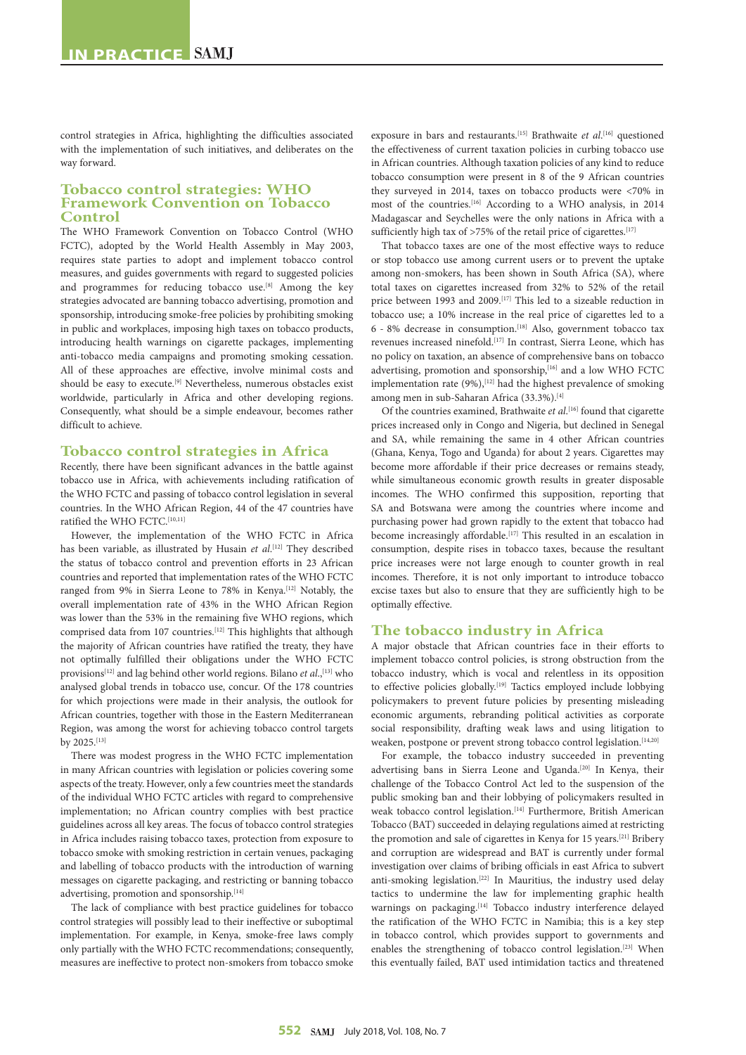control strategies in Africa, highlighting the difficulties associated with the implementation of such initiatives, and deliberates on the way forward.

## Tobacco control strategies: WHO Framework Convention on Tobacco Control

The WHO Framework Convention on Tobacco Control (WHO FCTC), adopted by the World Health Assembly in May 2003, requires state parties to adopt and implement tobacco control measures, and guides governments with regard to suggested policies and programmes for reducing tobacco use.[8] Among the key strategies advocated are banning tobacco advertising, promotion and sponsorship, introducing smoke-free policies by prohibiting smoking in public and workplaces, imposing high taxes on tobacco products, introducing health warnings on cigarette packages, implementing anti-tobacco media campaigns and promoting smoking cessation. All of these approaches are effective, involve minimal costs and should be easy to execute.[9] Nevertheless, numerous obstacles exist worldwide, particularly in Africa and other developing regions. Consequently, what should be a simple endeavour, becomes rather difficult to achieve.

## Tobacco control strategies in Africa

Recently, there have been significant advances in the battle against tobacco use in Africa, with achievements including ratification of the WHO FCTC and passing of tobacco control legislation in several countries. In the WHO African Region, 44 of the 47 countries have ratified the WHO FCTC.[10,11]

However, the implementation of the WHO FCTC in Africa has been variable, as illustrated by Husain *et al*.[12] They described the status of tobacco control and prevention efforts in 23 African countries and reported that implementation rates of the WHO FCTC ranged from 9% in Sierra Leone to 78% in Kenya.[12] Notably, the overall implementation rate of 43% in the WHO African Region was lower than the 53% in the remaining five WHO regions, which comprised data from 107 countries.[12] This highlights that although the majority of African countries have ratified the treaty, they have not optimally fulfilled their obligations under the WHO FCTC provisions[12] and lag behind other world regions. Bilano *et al*.,[13] who analysed global trends in tobacco use, concur. Of the 178 countries for which projections were made in their analysis, the outlook for African countries, together with those in the Eastern Mediterranean Region, was among the worst for achieving tobacco control targets by 2025.[13]

There was modest progress in the WHO FCTC implementation in many African countries with legislation or policies covering some aspects of the treaty. However, only a few countries meet the standards of the individual WHO FCTC articles with regard to comprehensive implementation; no African country complies with best practice guidelines across all key areas. The focus of tobacco control strategies in Africa includes raising tobacco taxes, protection from exposure to tobacco smoke with smoking restriction in certain venues, packaging and labelling of tobacco products with the introduction of warning messages on cigarette packaging, and restricting or banning tobacco advertising, promotion and sponsorship.[14]

The lack of compliance with best practice guidelines for tobacco control strategies will possibly lead to their ineffective or suboptimal implementation. For example, in Kenya, smoke-free laws comply only partially with the WHO FCTC recommendations; consequently, measures are ineffective to protect non-smokers from tobacco smoke exposure in bars and restaurants.[15] Brathwaite *et al*.[16] questioned the effectiveness of current taxation policies in curbing tobacco use in African countries. Although taxation policies of any kind to reduce tobacco consumption were present in 8 of the 9 African countries they surveyed in 2014, taxes on tobacco products were <70% in most of the countries.[16] According to a WHO analysis, in 2014 Madagascar and Seychelles were the only nations in Africa with a sufficiently high tax of >75% of the retail price of cigarettes.[17]

That tobacco taxes are one of the most effective ways to reduce or stop tobacco use among current users or to prevent the uptake among non-smokers, has been shown in South Africa (SA), where total taxes on cigarettes increased from 32% to 52% of the retail price between 1993 and 2009.[17] This led to a sizeable reduction in tobacco use; a 10% increase in the real price of cigarettes led to a 6 - 8% decrease in consumption.[18] Also, government tobacco tax revenues increased ninefold.[17] In contrast, Sierra Leone, which has no policy on taxation, an absence of comprehensive bans on tobacco advertising, promotion and sponsorship,[16] and a low WHO FCTC implementation rate (9%),[12] had the highest prevalence of smoking among men in sub-Saharan Africa (33.3%).[4]

Of the countries examined, Brathwaite *et al*.[16] found that cigarette prices increased only in Congo and Nigeria, but declined in Senegal and SA, while remaining the same in 4 other African countries (Ghana, Kenya, Togo and Uganda) for about 2 years. Cigarettes may become more affordable if their price decreases or remains steady, while simultaneous economic growth results in greater disposable incomes. The WHO confirmed this supposition, reporting that SA and Botswana were among the countries where income and purchasing power had grown rapidly to the extent that tobacco had become increasingly affordable.[17] This resulted in an escalation in consumption, despite rises in tobacco taxes, because the resultant price increases were not large enough to counter growth in real incomes. Therefore, it is not only important to introduce tobacco excise taxes but also to ensure that they are sufficiently high to be optimally effective.

## The tobacco industry in Africa

A major obstacle that African countries face in their efforts to implement tobacco control policies, is strong obstruction from the tobacco industry, which is vocal and relentless in its opposition to effective policies globally.[19] Tactics employed include lobbying policymakers to prevent future policies by presenting misleading economic arguments, rebranding political activities as corporate social responsibility, drafting weak laws and using litigation to weaken, postpone or prevent strong tobacco control legislation.[14,20]

For example, the tobacco industry succeeded in preventing advertising bans in Sierra Leone and Uganda.[20] In Kenya, their challenge of the Tobacco Control Act led to the suspension of the public smoking ban and their lobbying of policymakers resulted in weak tobacco control legislation.[14] Furthermore, British American Tobacco (BAT) succeeded in delaying regulations aimed at restricting the promotion and sale of cigarettes in Kenya for 15 years.[21] Bribery and corruption are widespread and BAT is currently under formal investigation over claims of bribing officials in east Africa to subvert anti-smoking legislation.[22] In Mauritius, the industry used delay tactics to undermine the law for implementing graphic health warnings on packaging.[14] Tobacco industry interference delayed the ratification of the WHO FCTC in Namibia; this is a key step in tobacco control, which provides support to governments and enables the strengthening of tobacco control legislation.[23] When this eventually failed, BAT used intimidation tactics and threatened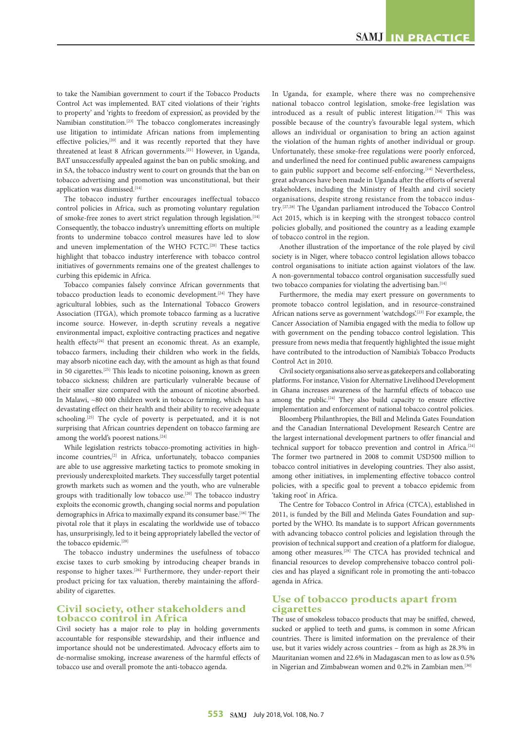to take the Namibian government to court if the Tobacco Products Control Act was implemented. BAT cited violations of their 'rights to property' and 'rights to freedom of expression', as provided by the Namibian constitution.[23] The tobacco conglomerates increasingly use litigation to intimidate African nations from implementing effective policies,[20] and it was recently reported that they have threatened at least 8 African governments.[21] However, in Uganda, BAT unsuccessfully appealed against the ban on public smoking, and in SA, the tobacco industry went to court on grounds that the ban on tobacco advertising and promotion was unconstitutional, but their application was dismissed.[14]

The tobacco industry further encourages ineffectual tobacco control policies in Africa, such as promoting voluntary regulation of smoke-free zones to avert strict regulation through legislation.[14] Consequently, the tobacco industry's unremitting efforts on multiple fronts to undermine tobacco control measures have led to slow and uneven implementation of the WHO FCTC.[20] These tactics highlight that tobacco industry interference with tobacco control initiatives of governments remains one of the greatest challenges to curbing this epidemic in Africa.

Tobacco companies falsely convince African governments that tobacco production leads to economic development.[24] They have agricultural lobbies, such as the International Tobacco Growers Association (ITGA), which promote tobacco farming as a lucrative income source. However, in-depth scrutiny reveals a negative environmental impact, exploitive contracting practices and negative health effects[24] that present an economic threat. As an example, tobacco farmers, including their children who work in the fields, may absorb nicotine each day, with the amount as high as that found in 50 cigarettes.[25] This leads to nicotine poisoning, known as green tobacco sickness; children are particularly vulnerable because of their smaller size compared with the amount of nicotine absorbed. In Malawi, ~80 000 children work in tobacco farming, which has a devastating effect on their health and their ability to receive adequate schooling.[25] The cycle of poverty is perpetuated, and it is not surprising that African countries dependent on tobacco farming are among the world's poorest nations.[24]

While legislation restricts tobacco-promoting activities in high-income countries,[2] in Africa, unfortunately, tobacco companies are able to use aggressive marketing tactics to promote smoking in previously underexploited markets. They successfully target potential growth markets such as women and the youth, who are vulnerable groups with traditionally low tobacco use.[20] The tobacco industry exploits the economic growth, changing social norms and population demographics in Africa to maximally expand its consumer base.[16] The pivotal role that it plays in escalating the worldwide use of tobacco has, unsurprisingly, led to it being appropriately labelled the vector of the tobacco epidemic.[20]

The tobacco industry undermines the usefulness of tobacco excise taxes to curb smoking by introducing cheaper brands in response to higher taxes.[26] Furthermore, they under-report their product pricing for tax valuation, thereby maintaining the affordability of cigarettes.

## Civil society, other stakeholders and tobacco control in Africa

Civil society has a major role to play in holding governments accountable for responsible stewardship, and their influence and importance should not be underestimated. Advocacy efforts aim to de-normalise smoking, increase awareness of the harmful effects of tobacco use and overall promote the anti-tobacco agenda.

In Uganda, for example, where there was no comprehensive national tobacco control legislation, smoke-free legislation was introduced as a result of public interest litigation.[14] This was possible because of the country's favourable legal system, which allows an individual or organisation to bring an action against the violation of the human rights of another individual or group. Unfortunately, these smoke-free regulations were poorly enforced, and underlined the need for continued public awareness campaigns to gain public support and become self-enforcing.[14] Nevertheless, great advances have been made in Uganda after the efforts of several stakeholders, including the Ministry of Health and civil society organisations, despite strong resistance from the tobacco industry.[27,28] The Ugandan parliament introduced the Tobacco Control Act 2015, which is in keeping with the strongest tobacco control policies globally, and positioned the country as a leading example of tobacco control in the region.

Another illustration of the importance of the role played by civil society is in Niger, where tobacco control legislation allows tobacco control organisations to initiate action against violators of the law. A non-governmental tobacco control organisation successfully sued two tobacco companies for violating the advertising ban.[14]

Furthermore, the media may exert pressure on governments to promote tobacco control legislation, and in resource-constrained African nations serve as government 'watchdogs'.[23] For example, the Cancer Association of Namibia engaged with the media to follow up with government on the pending tobacco control legislation. This pressure from news media that frequently highlighted the issue might have contributed to the introduction of Namibia's Tobacco Products Control Act in 2010.

Civil society organisations also serve as gatekeepers and collaborating platforms. For instance, Vision for Alternative Livelihood Development in Ghana increases awareness of the harmful effects of tobacco use among the public.[24] They also build capacity to ensure effective implementation and enforcement of national tobacco control policies.

Bloomberg Philanthropies, the Bill and Melinda Gates Foundation and the Canadian International Development Research Centre are the largest international development partners to offer financial and technical support for tobacco prevention and control in Africa.[24] The former two partnered in 2008 to commit USD500 million to tobacco control initiatives in developing countries. They also assist, among other initiatives, in implementing effective tobacco control policies, with a specific goal to prevent a tobacco epidemic from 'taking root' in Africa.

The Centre for Tobacco Control in Africa (CTCA), established in 2011, is funded by the Bill and Melinda Gates Foundation and supported by the WHO. Its mandate is to support African governments with advancing tobacco control policies and legislation through the provision of technical support and creation of a platform for dialogue, among other measures.[29] The CTCA has provided technical and financial resources to develop comprehensive tobacco control policies and has played a significant role in promoting the anti-tobacco agenda in Africa.

## Use of tobacco products apart from cigarettes

The use of smokeless tobacco products that may be sniffed, chewed, sucked or applied to teeth and gums, is common in some African countries. There is limited information on the prevalence of their use, but it varies widely across countries – from as high as 28.3% in Mauritanian women and 22.6% in Madagascan men to as low as 0.5% in Nigerian and Zimbabwean women and 0.2% in Zambian men.[30]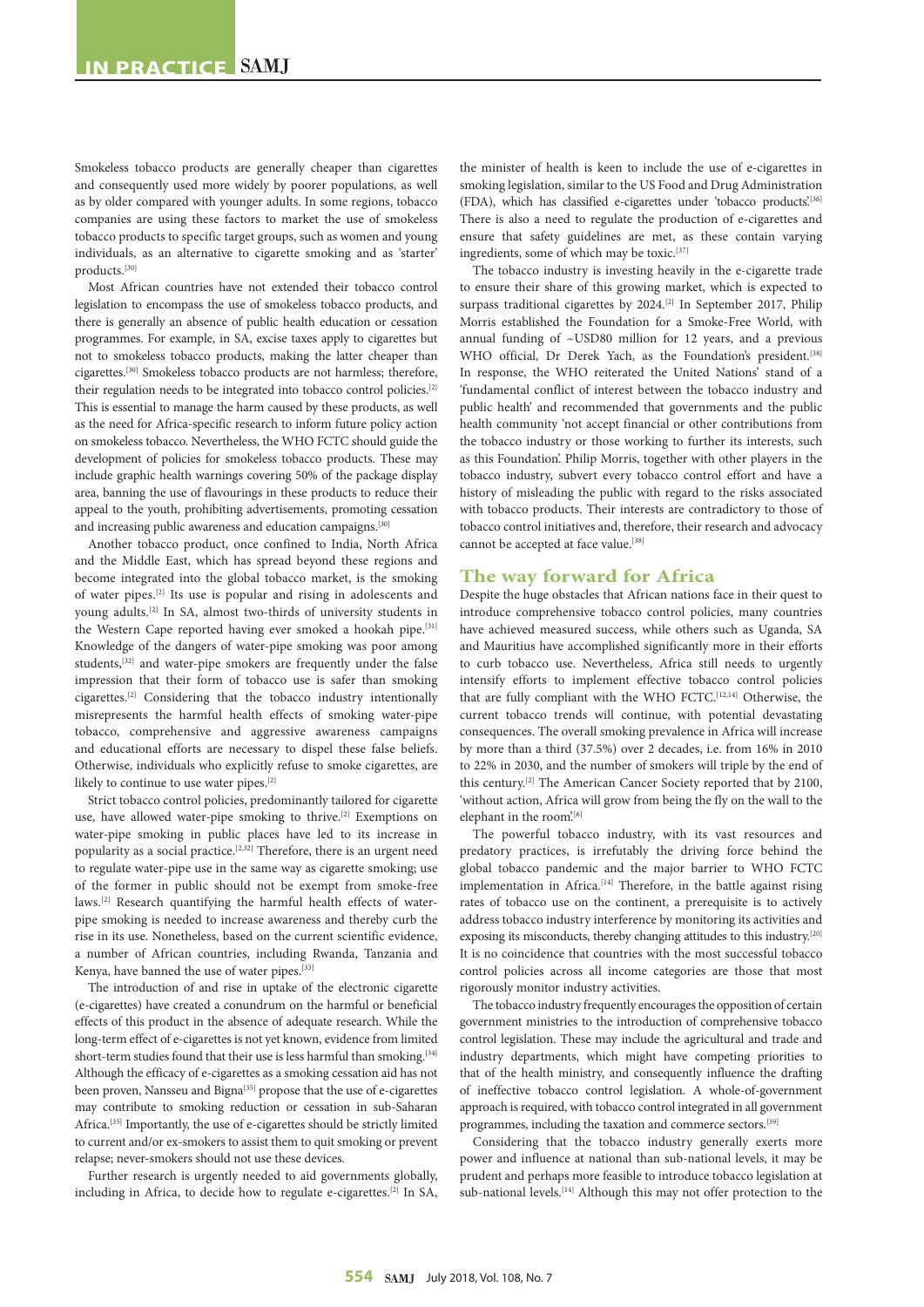Smokeless tobacco products are generally cheaper than cigarettes and consequently used more widely by poorer populations, as well as by older compared with younger adults. In some regions, tobacco companies are using these factors to market the use of smokeless tobacco products to specific target groups, such as women and young individuals, as an alternative to cigarette smoking and as 'starter' products.[30]

Most African countries have not extended their tobacco control legislation to encompass the use of smokeless tobacco products, and there is generally an absence of public health education or cessation programmes. For example, in SA, excise taxes apply to cigarettes but not to smokeless tobacco products, making the latter cheaper than cigarettes.[30] Smokeless tobacco products are not harmless; therefore, their regulation needs to be integrated into tobacco control policies.[2] This is essential to manage the harm caused by these products, as well as the need for Africa-specific research to inform future policy action on smokeless tobacco. Nevertheless, the WHO FCTC should guide the development of policies for smokeless tobacco products. These may include graphic health warnings covering 50% of the package display area, banning the use of flavourings in these products to reduce their appeal to the youth, prohibiting advertisements, promoting cessation and increasing public awareness and education campaigns.[30]

Another tobacco product, once confined to India, North Africa and the Middle East, which has spread beyond these regions and become integrated into the global tobacco market, is the smoking of water pipes.[2] Its use is popular and rising in adolescents and young adults.[2] In SA, almost two-thirds of university students in the Western Cape reported having ever smoked a hookah pipe.[31] Knowledge of the dangers of water-pipe smoking was poor among students,[32] and water-pipe smokers are frequently under the false impression that their form of tobacco use is safer than smoking cigarettes.[2] Considering that the tobacco industry intentionally misrepresents the harmful health effects of smoking water-pipe tobacco, comprehensive and aggressive awareness campaigns and educational efforts are necessary to dispel these false beliefs. Otherwise, individuals who explicitly refuse to smoke cigarettes, are likely to continue to use water pipes.[2]

Strict tobacco control policies, predominantly tailored for cigarette use, have allowed water-pipe smoking to thrive.[2] Exemptions on water-pipe smoking in public places have led to its increase in popularity as a social practice.[2,32] Therefore, there is an urgent need to regulate water-pipe use in the same way as cigarette smoking; use of the former in public should not be exempt from smoke-free laws.[2] Research quantifying the harmful health effects of water-pipe smoking is needed to increase awareness and thereby curb the rise in its use. Nonetheless, based on the current scientific evidence, a number of African countries, including Rwanda, Tanzania and Kenya, have banned the use of water pipes.[33]

The introduction of and rise in uptake of the electronic cigarette (e-cigarettes) have created a conundrum on the harmful or beneficial effects of this product in the absence of adequate research. While the long-term effect of e-cigarettes is not yet known, evidence from limited short-term studies found that their use is less harmful than smoking.[34] Although the efficacy of e-cigarettes as a smoking cessation aid has not been proven, Nansseu and Bigna[35] propose that the use of e-cigarettes may contribute to smoking reduction or cessation in sub-Saharan Africa.[35] Importantly, the use of e-cigarettes should be strictly limited to current and/or ex-smokers to assist them to quit smoking or prevent relapse; never-smokers should not use these devices.

Further research is urgently needed to aid governments globally, including in Africa, to decide how to regulate e-cigarettes.[2] In SA, the minister of health is keen to include the use of e-cigarettes in smoking legislation, similar to the US Food and Drug Administration (FDA), which has classified e-cigarettes under 'tobacco products'.[36] There is also a need to regulate the production of e-cigarettes and ensure that safety guidelines are met, as these contain varying ingredients, some of which may be toxic.[37]

The tobacco industry is investing heavily in the e-cigarette trade to ensure their share of this growing market, which is expected to surpass traditional cigarettes by 2024.[2] In September 2017, Philip Morris established the Foundation for a Smoke-Free World, with annual funding of ~USD80 million for 12 years, and a previous WHO official, Dr Derek Yach, as the Foundation's president.[38] In response, the WHO reiterated the United Nations' stand of a 'fundamental conflict of interest between the tobacco industry and public health' and recommended that governments and the public health community 'not accept financial or other contributions from the tobacco industry or those working to further its interests, such as this Foundation'. Philip Morris, together with other players in the tobacco industry, subvert every tobacco control effort and have a history of misleading the public with regard to the risks associated with tobacco products. Their interests are contradictory to those of tobacco control initiatives and, therefore, their research and advocacy cannot be accepted at face value.[38]

## The way forward for Africa

Despite the huge obstacles that African nations face in their quest to introduce comprehensive tobacco control policies, many countries have achieved measured success, while others such as Uganda, SA and Mauritius have accomplished significantly more in their efforts to curb tobacco use. Nevertheless, Africa still needs to urgently intensify efforts to implement effective tobacco control policies that are fully compliant with the WHO FCTC.[12,14] Otherwise, the current tobacco trends will continue, with potential devastating consequences. The overall smoking prevalence in Africa will increase by more than a third (37.5%) over 2 decades, i.e. from 16% in 2010 to 22% in 2030, and the number of smokers will triple by the end of this century.[2] The American Cancer Society reported that by 2100, 'without action, Africa will grow from being the fly on the wall to the elephant in the room'.[6]

The powerful tobacco industry, with its vast resources and predatory practices, is irrefutably the driving force behind the global tobacco pandemic and the major barrier to WHO FCTC implementation in Africa.[14] Therefore, in the battle against rising rates of tobacco use on the continent, a prerequisite is to actively address tobacco industry interference by monitoring its activities and exposing its misconducts, thereby changing attitudes to this industry.[20] It is no coincidence that countries with the most successful tobacco control policies across all income categories are those that most rigorously monitor industry activities.

The tobacco industry frequently encourages the opposition of certain government ministries to the introduction of comprehensive tobacco control legislation. These may include the agricultural and trade and industry departments, which might have competing priorities to that of the health ministry, and consequently influence the drafting of ineffective tobacco control legislation. A whole-of-government approach is required, with tobacco control integrated in all government programmes, including the taxation and commerce sectors.[39]

Considering that the tobacco industry generally exerts more power and influence at national than sub-national levels, it may be prudent and perhaps more feasible to introduce tobacco legislation at sub-national levels.[14] Although this may not offer protection to the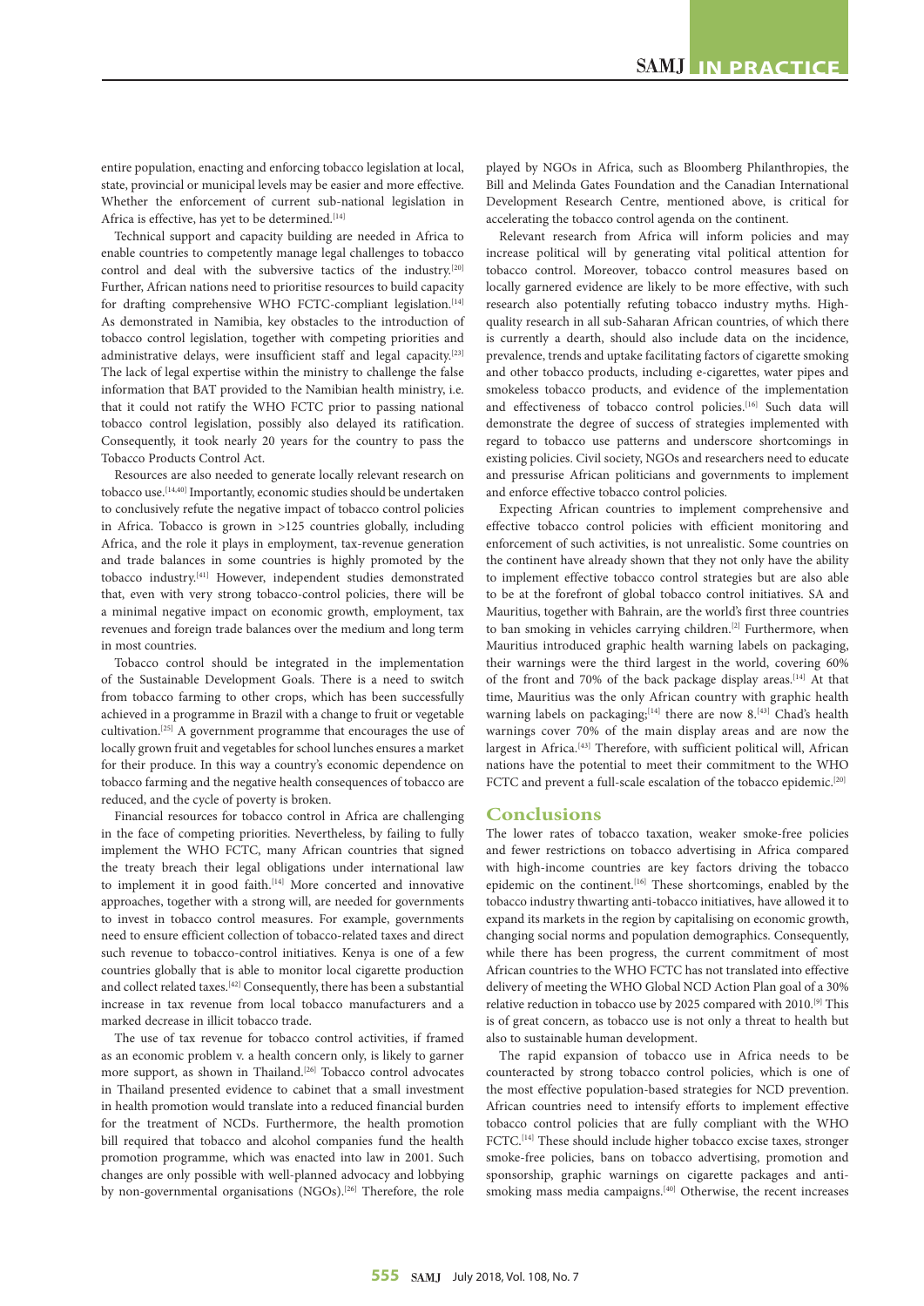entire population, enacting and enforcing tobacco legislation at local, state, provincial or municipal levels may be easier and more effective. Whether the enforcement of current sub-national legislation in Africa is effective, has yet to be determined.[14]

Technical support and capacity building are needed in Africa to enable countries to competently manage legal challenges to tobacco control and deal with the subversive tactics of the industry.[20] Further, African nations need to prioritise resources to build capacity for drafting comprehensive WHO FCTC-compliant legislation.[14] As demonstrated in Namibia, key obstacles to the introduction of tobacco control legislation, together with competing priorities and administrative delays, were insufficient staff and legal capacity.[23] The lack of legal expertise within the ministry to challenge the false information that BAT provided to the Namibian health ministry, i.e. that it could not ratify the WHO FCTC prior to passing national tobacco control legislation, possibly also delayed its ratification. Consequently, it took nearly 20 years for the country to pass the Tobacco Products Control Act.

Resources are also needed to generate locally relevant research on tobacco use.[14,40] Importantly, economic studies should be undertaken to conclusively refute the negative impact of tobacco control policies in Africa. Tobacco is grown in >125 countries globally, including Africa, and the role it plays in employment, tax-revenue generation and trade balances in some countries is highly promoted by the tobacco industry.[41] However, independent studies demonstrated that, even with very strong tobacco-control policies, there will be a minimal negative impact on economic growth, employment, tax revenues and foreign trade balances over the medium and long term in most countries.

Tobacco control should be integrated in the implementation of the Sustainable Development Goals. There is a need to switch from tobacco farming to other crops, which has been successfully achieved in a programme in Brazil with a change to fruit or vegetable cultivation.[25] A government programme that encourages the use of locally grown fruit and vegetables for school lunches ensures a market for their produce. In this way a country's economic dependence on tobacco farming and the negative health consequences of tobacco are reduced, and the cycle of poverty is broken.

Financial resources for tobacco control in Africa are challenging in the face of competing priorities. Nevertheless, by failing to fully implement the WHO FCTC, many African countries that signed the treaty breach their legal obligations under international law to implement it in good faith.[14] More concerted and innovative approaches, together with a strong will, are needed for governments to invest in tobacco control measures. For example, governments need to ensure efficient collection of tobacco-related taxes and direct such revenue to tobacco-control initiatives. Kenya is one of a few countries globally that is able to monitor local cigarette production and collect related taxes.[42] Consequently, there has been a substantial increase in tax revenue from local tobacco manufacturers and a marked decrease in illicit tobacco trade.

The use of tax revenue for tobacco control activities, if framed as an economic problem v. a health concern only, is likely to garner more support, as shown in Thailand.[26] Tobacco control advocates in Thailand presented evidence to cabinet that a small investment in health promotion would translate into a reduced financial burden for the treatment of NCDs. Furthermore, the health promotion bill required that tobacco and alcohol companies fund the health promotion programme, which was enacted into law in 2001. Such changes are only possible with well-planned advocacy and lobbying by non-governmental organisations (NGOs).[26] Therefore, the role played by NGOs in Africa, such as Bloomberg Philanthropies, the Bill and Melinda Gates Foundation and the Canadian International Development Research Centre, mentioned above, is critical for accelerating the tobacco control agenda on the continent.

Relevant research from Africa will inform policies and may increase political will by generating vital political attention for tobacco control. Moreover, tobacco control measures based on locally garnered evidence are likely to be more effective, with such research also potentially refuting tobacco industry myths. High-quality research in all sub-Saharan African countries, of which there is currently a dearth, should also include data on the incidence, prevalence, trends and uptake facilitating factors of cigarette smoking and other tobacco products, including e-cigarettes, water pipes and smokeless tobacco products, and evidence of the implementation and effectiveness of tobacco control policies.[16] Such data will demonstrate the degree of success of strategies implemented with regard to tobacco use patterns and underscore shortcomings in existing policies. Civil society, NGOs and researchers need to educate and pressurise African politicians and governments to implement and enforce effective tobacco control policies.

Expecting African countries to implement comprehensive and effective tobacco control policies with efficient monitoring and enforcement of such activities, is not unrealistic. Some countries on the continent have already shown that they not only have the ability to implement effective tobacco control strategies but are also able to be at the forefront of global tobacco control initiatives. SA and Mauritius, together with Bahrain, are the world's first three countries to ban smoking in vehicles carrying children.[2] Furthermore, when Mauritius introduced graphic health warning labels on packaging, their warnings were the third largest in the world, covering 60% of the front and 70% of the back package display areas.[14] At that time, Mauritius was the only African country with graphic health warning labels on packaging;[14] there are now 8.[43] Chad's health warnings cover 70% of the main display areas and are now the largest in Africa.[43] Therefore, with sufficient political will, African nations have the potential to meet their commitment to the WHO FCTC and prevent a full-scale escalation of the tobacco epidemic.[20]

## Conclusions

The lower rates of tobacco taxation, weaker smoke-free policies and fewer restrictions on tobacco advertising in Africa compared with high-income countries are key factors driving the tobacco epidemic on the continent.[16] These shortcomings, enabled by the tobacco industry thwarting anti-tobacco initiatives, have allowed it to expand its markets in the region by capitalising on economic growth, changing social norms and population demographics. Consequently, while there has been progress, the current commitment of most African countries to the WHO FCTC has not translated into effective delivery of meeting the WHO Global NCD Action Plan goal of a 30% relative reduction in tobacco use by 2025 compared with 2010.[9] This is of great concern, as tobacco use is not only a threat to health but also to sustainable human development.

The rapid expansion of tobacco use in Africa needs to be counteracted by strong tobacco control policies, which is one of the most effective population-based strategies for NCD prevention. African countries need to intensify efforts to implement effective tobacco control policies that are fully compliant with the WHO FCTC.[14] These should include higher tobacco excise taxes, stronger smoke-free policies, bans on tobacco advertising, promotion and sponsorship, graphic warnings on cigarette packages and anti-smoking mass media campaigns.[40] Otherwise, the recent increases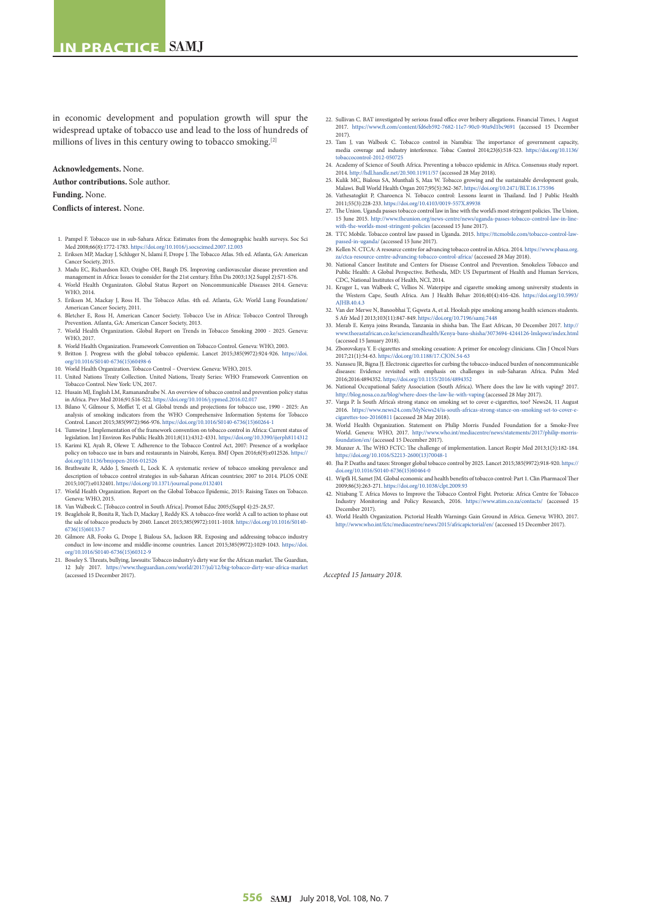in economic development and population growth will spur the widespread uptake of tobacco use and lead to the loss of hundreds of millions of lives in this century owing to tobacco smoking.[2]

**Acknowledgements.** None.

**Author contributions.** Sole author.

**Funding.** None.

**Conflicts of interest.** None.

1. Pampel F. Tobacco use in sub-Sahara Africa: Estimates from the demographic health surveys. Soc Sci Med 2008;66(8):1772-1783. https://doi.org/10.1016/j.socscimed.2007.12.003
2. Eriksen MP, Mackay J, Schluger N, Islami F, Drope J. The Tobacco Atlas. 5th ed. Atlanta, GA: American Cancer Society, 2015.
3. Madu EC, Richardson KD, Ozigbo OH, Baugh DS. Improving cardiovascular disease prevention and management in Africa: Issues to consider for the 21st century. Ethn Dis 2003;13(2 Suppl 2):S71-S76.
4. World Health Organizaton. Global Status Report on Noncommunicable Diseases 2014. Geneva: WHO, 2014.
5. Eriksen M, Mackay J, Ross H. The Tobacco Atlas. 4th ed. Atlanta, GA: World Lung Foundation/American Cancer Society, 2011.
6. Bletcher E, Ross H, American Cancer Society. Tobacco Use in Africa: Tobacco Control Through Prevention. Atlanta, GA: American Cancer Society, 2013.
7. World Health Organization. Global Report on Trends in Tobacco Smoking 2000 - 2025. Geneva: WHO, 2017.
8. World Health Organization. Framework Convention on Tobacco Control. Geneva: WHO, 2003.
9. Britton J. Progress with the global tobacco epidemic. Lancet 2015;385(9972):924-926. https://doi.org/10.1016/S0140-6736(15)60498-6
10. World Health Organization. Tobacco Control – Overview. Geneva: WHO, 2015.
11. United Nations Treaty Collection. United Nations, Treaty Series: WHO Framework Convention on Tobacco Control. New York: UN, 2017.
12. Husain MJ, English LM, Ramanandraibe N. An overview of tobacco control and prevention policy status in Africa. Prev Med 2016;91:S16-S22. https://doi.org/10.1016/j.ypmed.2016.02.017
13. Bilano V, Gilmour S, Moffiet T, et al. Global trends and projections for tobacco use, 1990 - 2025: An analysis of smoking indicators from the WHO Comprehensive Information Systems for Tobacco Control. Lancet 2015;385(9972):966-976. https://doi.org/10.1016/S0140-6736(15)60264-1
14. Tumwine J. Implementation of the framework convention on tobacco control in Africa: Current status of legislation. Int J Environ Res Public Health 2011;8(11):4312-4331. https://doi.org/10.3390/ijerph8114312
15. Karimi KJ, Ayah R, Olewe T. Adherence to the Tobacco Control Act, 2007: Presence of a workplace policy on tobacco use in bars and restaurants in Nairobi, Kenya. BMJ Open 2016;6(9):e012526. https://doi.org/10.1136/bmjopen-2016-012526
16. Brathwaite R, Addo J, Smeeth L, Lock K. A systematic review of tobacco smoking prevalence and description of tobacco control strategies in sub-Saharan African countries; 2007 to 2014. PLOS ONE 2015;10(7):e0132401. https://doi.org/10.1371/journal.pone.0132401
17. World Health Organization. Report on the Global Tobacco Epidemic, 2015: Raising Taxes on Tobacco. Geneva: WHO, 2015.
18. Van Walbeek C. [Tobacco control in South Africa]. Promot Educ 2005;(Suppl 4):25-28,57.
19. Beaglehole R, Bonita R, Yach D, Mackay J, Reddy KS. A tobacco-free world: A call to action to phase out the sale of tobacco products by 2040. Lancet 2015;385(9972):1011-1018. https://doi.org/10.1016/S0140-6736(15)60133-7
20. Gilmore AB, Fooks G, Drope J, Bialous SA, Jackson RR. Exposing and addressing tobacco industry conduct in low-income and middle-income countries. Lancet 2015;385(9972):1029-1043. https://doi.org/10.1016/S0140-6736(15)60312-9
21. Boseley S. Threats, bullying, lawsuits: Tobacco industry's dirty war for the African market. The Guardian, 12 July 2017. https://www.theguardian.com/world/2017/jul/12/big-tobacco-dirty-war-africa-market (accessed 15 December 2017).
22. Sullivan C. BAT investigated by serious fraud office over bribery allegations. Financial Times, 1 August 2017. https://www.ft.com/content/fd6eb592-7682-11e7-90c0-90a9d1bc9691 (accessed 15 December 2017).
23. Tam J, van Walbeek C. Tobacco control in Namibia: The importance of government capacity, media coverage and industry interference. Tobac Control 2014;23(6):518-523. https://doi.org/10.1136/tobaccocontrol-2012-050725
24. Academy of Science of South Africa. Preventing a tobacco epidemic in Africa. Consensus study report. 2014. http://hdl.handle.net/20.500.11911/57 (accessed 28 May 2018).
25. Kulik MC, Bialous SA, Munthali S, Max W. Tobacco growing and the sustainable development goals, Malawi. Bull World Health Organ 2017;95(5):362-367. https://doi.org/10.2471/BLT.16.175596
26. Vathesatogkit P, Charoenca N. Tobacco control: Lessons learnt in Thailand. Ind J Public Health 2011;55(3):228-233. https://doi.org/10.4103/0019-557X.89938
27. The Union. Uganda passes tobacco control law in line with the world's most stringent policies. The Union, 15 June 2015. http://www.theunion.org/news-centre/news/uganda-passes-tobacco-control-law-in-line-with-the-worlds-most-stringent-policies (accessed 15 June 2017).
28. TTC Mobile. Tobacco control law passed in Uganda. 2015. https://ttcmobile.com/tobacco-control-law-passed-in-uganda/ (accessed 15 June 2017).
29. Kellen N. CTCA: A resource centre for advancing tobacco control in Africa. 2014. https://www.phasa.org.za/ctca-resource-centre-advancing-tobacco-control-africa/ (accessed 28 May 2018).
30. National Cancer Institute and Centers for Disease Control and Prevention. Smokeless Tobacco and Public Health: A Global Perspective. Bethesda, MD: US Department of Health and Human Services, CDC, National Institutes of Health, NCI, 2014.
31. Kruger L, van Walbeek C, Vellios N. Waterpipe and cigarette smoking among university students in the Western Cape, South Africa. Am J Health Behav 2016;40(4):416-426. https://doi.org/10.5993/AJHB.40.4.3
32. Van der Merwe N, Banoobhai T, Gqweta A, et al. Hookah pipe smoking among health sciences students. S Afr Med J 2013;103(11):847-849. https://doi.org/10.7196/samj.7448
33. Merab E. Kenya joins Rwanda, Tanzania in shisha ban. The East African, 30 December 2017. http://www.theeastafrican.co.ke/scienceandhealth/Kenya-bans-shisha/3073694-4244126-lmlqswz/index.html (accessed 15 January 2018).
34. Zborovskaya Y. E-cigarettes and smoking cessation: A primer for oncology clinicians. Clin J Oncol Nurs 2017;21(1):54-63. https://doi.org/10.1188/17.CJON.54-63
35. Nansseu JR, Bigna JJ. Electronic cigarettes for curbing the tobacco-induced burden of noncommunicable diseases: Evidence revisited with emphasis on challenges in sub-Saharan Africa. Pulm Med 2016;2016:4894352. https://doi.org/10.1155/2016/4894352
36. National Occupational Safety Association (South Africa). Where does the law lie with vaping? 2017. http://blog.nosa.co.za/blog/where-does-the-law-lie-with-vaping (accessed 28 May 2017).
37. Varga P. Is South Africa's strong stance on smoking set to cover e-cigarettes, too? News24, 11 August 2016. https://www.news24.com/MyNews24/is-south-africas-strong-stance-on-smoking-set-to-cover-e-cigarettes-too-20160811 (accessed 28 May 2018).
38. World Health Organization. Statement on Philip Morris Funded Foundation for a Smoke-Free World. Geneva: WHO, 2017. http://www.who.int/mediacentre/news/statements/2017/philip-morris-foundation/en/ (accessed 15 December 2017).
39. Munzer A. The WHO FCTC: The challenge of implementation. Lancet Respir Med 2013;1(3):182-184. https://doi.org/10.1016/S2213-2600(13)70048-1
40. Jha P. Deaths and taxes: Stronger global tobacco control by 2025. Lancet 2015;385(9972):918-920. https://doi.org/10.1016/S0140-6736(15)60464-0
41. Wipfli H, Samet JM. Global economic and health benefits of tobacco control: Part 1. Clin Pharmacol Ther 2009;86(3):263-271. https://doi.org/10.1038/clpt.2009.93
42. Ntiabang T. Africa Moves to Improve the Tobacco Control Fight. Pretoria: Africa Centre for Tobacco Industry Monitoring and Policy Research, 2016. https://www.atim.co.za/contacts/ (accessed 15 December 2017).
43. World Health Organization. Pictorial Health Warnings Gain Ground in Africa. Geneva: WHO, 2017. http://www.who.int/fctc/mediacentre/news/2015/africapictorial/en/ (accessed 15 December 2017).

*Accepted 15 January 2018.*